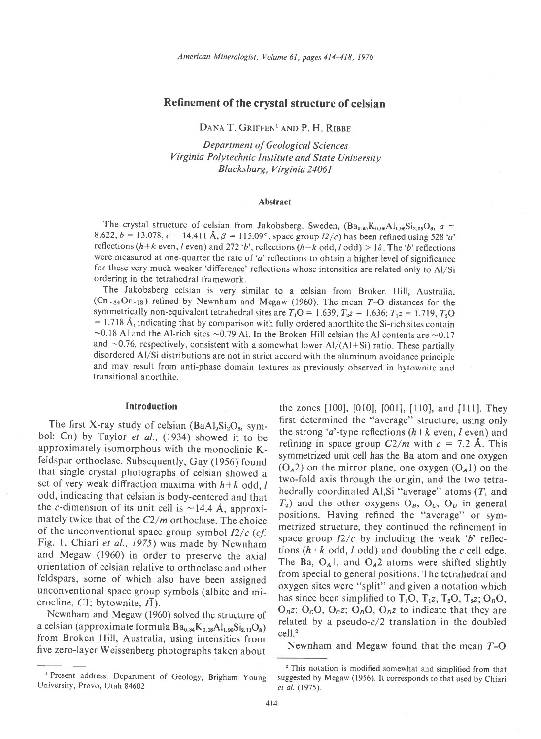# Refinement of the crystal structure of celsian

DANA T. GRIFFEN[1] AND P. H. RIBBE

*Department of Geological Sciences*
*Virginia Polytechnic Institute and State University*
*Blacksburg, Virginia 24061*

## Abstract

The crystal structure of celsian from Jakobsberg, Sweden, ($Ba_{0.95}K_{0.05}Al_{1.95}Si_{2.05}O_8$, $a$ = 8.622, $b$ = 13.078, $c$ = 14.411 Å, $\beta$ = 115.09°, space group $I2/c$) has been refined using 528 '$a$' reflections ($h+k$ even, $l$ even) and 272 '$b$', reflections ($h+k$ odd, $l$ odd) > $1\hat{\sigma}$. The '$b$' reflections were measured at one-quarter the rate of '$a$' reflections to obtain a higher level of significance for these very much weaker 'difference' reflections whose intensities are related only to Al/Si ordering in the tetrahedral framework.

The Jakobsberg celsian is very similar to a celsian from Broken Hill, Australia, ($Cn_{\sim 84}Or_{\sim 18}$) refined by Newnham and Megaw (1960). The mean $T$–O distances for the symmetrically non-equivalent tetrahedral sites are $T_1O$ = 1.639, $T_2z$ = 1.636; $T_1z$ = 1.719, $T_2O$ = 1.718 Å, indicating that by comparison with fully ordered anorthite the Si-rich sites contain ~0.18 Al and the Al-rich sites ~0.79 Al. In the Broken Hill celsian the Al contents are ~0.17 and ~0.76, respectively, consistent with a somewhat lower Al/(Al+Si) ratio. These partially disordered Al/Si distributions are not in strict accord with the aluminum avoidance principle and may result from anti-phase domain textures as previously observed in bytownite and transitional anorthite.

## Introduction

The first X-ray study of celsian ($BaAl_2Si_2O_8$, symbol: Cn) by Taylor *et al.*, (1934) showed it to be approximately isomorphous with the monoclinic K-feldspar orthoclase. Subsequently, Gay (1956) found that single crystal photographs of celsian showed a set of very weak diffraction maxima with $h+k$ odd, $l$ odd, indicating that celsian is body-centered and that the $c$-dimension of its unit cell is ~14.4 Å, approximately twice that of the $C2/m$ orthoclase. The choice of the unconventional space group symbol $I2/c$ (*cf.* Fig. 1, Chiari *et al., 1975*) was made by Newnham and Megaw (1960) in order to preserve the axial orientation of celsian relative to orthoclase and other feldspars, some of which also have been assigned unconventional space group symbols (albite and microcline, $C\bar{1}$; bytownite, $I\bar{1}$).

Newnham and Megaw (1960) solved the structure of a celsian (approximate formula $Ba_{0.84}K_{0.18}Al_{1.90}Si_{2.11}O_8$) from Broken Hill, Australia, using intensities from five zero-layer Weissenberg photographs taken about the zones [100], [010], [001], [110], and [111]. They first determined the "average" structure, using only the strong '$a$'-type reflections ($h+k$ even, $l$ even) and refining in space group $C2/m$ with $c$ = 7.2 Å. This symmetrized unit cell has the Ba atom and one oxygen ($O_A2$) on the mirror plane, one oxygen ($O_A1$) on the two-fold axis through the origin, and the two tetrahedrally coordinated Al,Si "average" atoms ($T_1$ and $T_2$) and the other oxygens $O_B$, $O_C$, $O_D$ in general positions. Having refined the "average" or symmetrized structure, they continued the refinement in space group $I2/c$ by including the weak '$b$' reflections ($h+k$ odd, $l$ odd) and doubling the $c$ cell edge. The Ba, $O_A1$, and $O_A2$ atoms were shifted slightly from special to general positions. The tetrahedral and oxygen sites were "split" and given a notation which has since been simplified to $T_1O$, $T_1z$, $T_2O$, $T_2z$; $O_BO$, $O_Bz$; $O_CO$, $O_Cz$; $O_DO$, $O_Dz$ to indicate that they are related by a pseudo-$c/2$ translation in the doubled cell.[2]

Newnham and Megaw found that the mean $T$–O

[1] Present address: Department of Geology, Brigham Young University, Provo, Utah 84602

[2] This notation is modified somewhat and simplified from that suggested by Megaw (1956). It corresponds to that used by Chiari *et al.* (1975).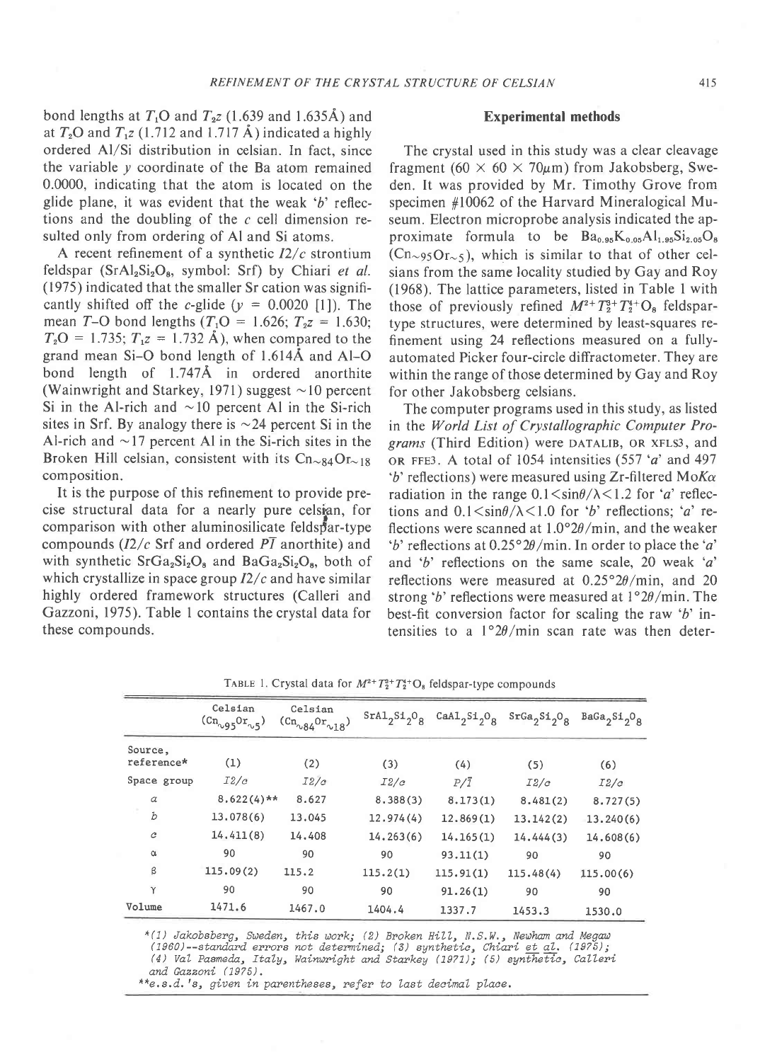bond lengths at $T_1O$ and $T_2z$ (1.639 and 1.635Å) and at $T_2O$ and $T_1z$ (1.712 and 1.717 Å) indicated a highly ordered Al/Si distribution in celsian. In fact, since the variable $y$ coordinate of the Ba atom remained 0.0000, indicating that the atom is located on the glide plane, it was evident that the weak '$b$' reflections and the doubling of the $c$ cell dimension resulted only from ordering of Al and Si atoms.

A recent refinement of a synthetic $I2/c$ strontium feldspar ($SrAl_2Si_2O_8$, symbol: Srf) by Chiari *et al.* (1975) indicated that the smaller Sr cation was significantly shifted off the $c$-glide ($y$ = 0.0020 [1]). The mean $T$–O bond lengths ($T_1O$ = 1.626; $T_2z$ = 1.630; $T_2O$ = 1.735; $T_1z$ = 1.732 Å), when compared to the grand mean Si–O bond length of 1.614Å and Al–O bond length of 1.747Å in ordered anorthite (Wainwright and Starkey, 1971) suggest ~10 percent Si in the Al-rich and ~10 percent Al in the Si-rich sites in Srf. By analogy there is ~24 percent Si in the Al-rich and ~17 percent Al in the Si-rich sites in the Broken Hill celsian, consistent with its $Cn_{\sim 84}Or_{\sim 18}$ composition.

It is the purpose of this refinement to provide precise structural data for a nearly pure celsian, for comparison with other aluminosilicate feldspar-type compounds ($I2/c$ Srf and ordered $P\bar{1}$ anorthite) and with synthetic $SrGa_2Si_2O_8$ and $BaGa_2Si_2O_8$, both of which crystallize in space group $I2/c$ and have similar highly ordered framework structures (Calleri and Gazzoni, 1975). Table 1 contains the crystal data for these compounds.

## Experimental methods

The crystal used in this study was a clear cleavage fragment (60 × 60 × 70μm) from Jakobsberg, Sweden. It was provided by Mr. Timothy Grove from specimen #10062 of the Harvard Mineralogical Museum. Electron microprobe analysis indicated the approximate formula to be $Ba_{0.95}K_{0.05}Al_{1.95}Si_{2.05}O_8$ ($Cn_{\sim 95}Or_{\sim 5}$), which is similar to that of other celsians from the same locality studied by Gay and Roy (1968). The lattice parameters, listed in Table 1 with those of previously refined $M^{2+}T_2^{3+}T_2^{4+}O_8$ feldspar-type structures, were determined by least-squares refinement using 24 reflections measured on a fully-automated Picker four-circle diffractometer. They are within the range of those determined by Gay and Roy for other Jakobsberg celsians.

The computer programs used in this study, as listed in the *World List of Crystallographic Computer Programs* (Third Edition) were DATALIB, OR XFLS3, and OR FFE3. A total of 1054 intensities (557 '$a$' and 497 '$b$' reflections) were measured using Zr-filtered Mo$K\alpha$ radiation in the range $0.1 < \sin\theta/\lambda < 1.2$ for '$a$' reflections and $0.1 < \sin\theta/\lambda < 1.0$ for '$b$' reflections; '$a$' reflections were scanned at 1.0°2θ/min, and the weaker '$b$' reflections at 0.25°2θ/min. In order to place the '$a$' and '$b$' reflections on the same scale, 20 weak '$a$' reflections were measured at 0.25°2θ/min, and 20 strong '$b$' reflections were measured at 1°2θ/min. The best-fit conversion factor for scaling the raw '$b$' intensities to a 1°2θ/min scan rate was then deter-

TABLE 1. Crystal data for $M^{2+}T_2^{3+}T_2^{4+}O_8$ feldspar-type compounds

| | Celsian ($Cn_{\sim 95}Or_{\sim 5}$) | Celsian ($Cn_{\sim 84}Or_{\sim 18}$) | $SrAl_2Si_2O_8$ | $CaAl_2Si_2O_8$ | $SrGa_2Si_2O_8$ | $BaGa_2Si_2O_8$ |
|---|---|---|---|---|---|---|
| Source, reference* | (1) | (2) | (3) | (4) | (5) | (6) |
| Space group | $I2/c$ | $I2/c$ | $I2/c$ | $P\bar{1}$ | $I2/c$ | $I2/c$ |
| $a$ | 8.622(4)** | 8.627 | 8.388(3) | 8.173(1) | 8.481(2) | 8.727(5) |
| $b$ | 13.078(6) | 13.045 | 12.974(4) | 12.869(1) | 13.142(2) | 13.240(6) |
| $c$ | 14.411(8) | 14.408 | 14.263(6) | 14.165(1) | 14.444(3) | 14.608(6) |
| α | 90 | 90 | 90 | 93.11(1) | 90 | 90 |
| β | 115.09(2) | 115.2 | 115.2(1) | 115.91(1) | 115.48(4) | 115.00(6) |
| γ | 90 | 90 | 90 | 91.26(1) | 90 | 90 |
| Volume | 1471.6 | 1467.0 | 1404.4 | 1337.7 | 1453.3 | 1530.0 |

*(1) Jakobsberg, Sweden, this work; (2) Broken Hill, N.S.W., Newham and Megaw (1960)--standard errors not determined; (3) synthetic, Chiari et al. (1975); (4) Val Pasmeda, Italy, Wainwright and Starkey (1971); (5) synthetic, Calleri and Gazzoni (1975).

**e.s.d.'s, given in parentheses, refer to last decimal place.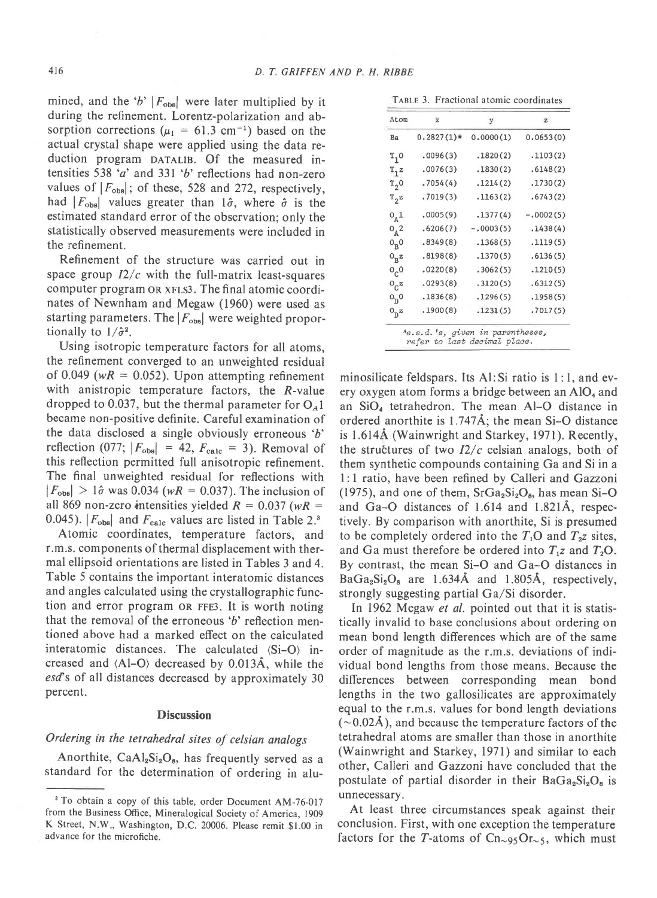mined, and the '*b*' $|F_{obs}|$ were later multiplied by it during the refinement. Lorentz-polarization and absorption corrections ($\mu_l$ = 61.3 $cm^{-1}$) based on the actual crystal shape were applied using the data reduction program DATALIB. Of the measured intensities 538 '*a*' and 331 '*b*' reflections had non-zero values of $|F_{obs}|$; of these, 528 and 272, respectively, had $|F_{obs}|$ values greater than $1\hat{\sigma}$, where $\hat{\sigma}$ is the estimated standard error of the observation; only the statistically observed measurements were included in the refinement.

Refinement of the structure was carried out in space group *I*2/*c* with the full-matrix least-squares computer program OR XFLS3. The final atomic coordinates of Newnham and Megaw (1960) were used as starting parameters. The $|F_{obs}|$ were weighted proportionally to $1/\hat{\sigma}^2$.

Using isotropic temperature factors for all atoms, the refinement converged to an unweighted residual of 0.049 (*wR* = 0.052). Upon attempting refinement with anistropic temperature factors, the *R*-value dropped to 0.037, but the thermal parameter for $O_A1$ became non-positive definite. Careful examination of the data disclosed a single obviously erroneous '*b*' reflection (077; $|F_{obs}|$ = 42, $F_{calc}$ = 3). Removal of this reflection permitted full anisotropic refinement. The final unweighted residual for reflections with $|F_{obs}| > 1\hat{\sigma}$ was 0.034 (*wR* = 0.037). The inclusion of all 869 non-zero intensities yielded *R* = 0.037 (*wR* = 0.045). $|F_{obs}|$ and $F_{calc}$ values are listed in Table 2.[3]

Atomic coordinates, temperature factors, and r.m.s. components of thermal displacement with thermal ellipsoid orientations are listed in Tables 3 and 4. Table 5 contains the important interatomic distances and angles calculated using the crystallographic function and error program OR FFE3. It is worth noting that the removal of the erroneous '*b*' reflection mentioned above had a marked effect on the calculated interatomic distances. The calculated ⟨Si–O⟩ increased and ⟨Al–O⟩ decreased by 0.013Å, while the *esd*'s of all distances decreased by approximately 30 percent.

TABLE 3. Fractional atomic coordinates

| Atom | x | y | z |
|---|---|---|---|
| Ba | 0.2827(1)* | 0.0000(1) | 0.0653(0) |
| $T_1$0 | .0096(3) | .1820(2) | .1103(2) |
| $T_1$z | .0076(3) | .1830(2) | .6148(2) |
| $T_2$0 | .7054(4) | .1214(2) | .1730(2) |
| $T_2$z | .7019(3) | .1163(2) | .6743(2) |
| $O_A$1 | .0005(9) | .1377(4) | -.0002(5) |
| $O_A$2 | .6206(7) | -.0003(5) | .1438(4) |
| $O_B$0 | .8349(8) | .1368(5) | .1119(5) |
| $O_B$z | .8198(8) | .1370(5) | .6136(5) |
| $O_C$0 | .0220(8) | .3062(5) | .1210(5) |
| $O_C$z | .0293(8) | .3120(5) | .6312(5) |
| $O_D$0 | .1836(8) | .1296(5) | .1958(5) |
| $O_D$z | .1900(8) | .1231(5) | .7017(5) |

*e.s.d.'s, given in parentheses, refer to last decimal place.

## Discussion

### *Ordering in the tetrahedral sites of celsian analogs*

Anorthite, $CaAl_2Si_2O_8$, has frequently served as a standard for the determination of ordering in aluminosilicate feldspars. Its Al:Si ratio is 1:1, and every oxygen atom forms a bridge between an $AlO_4$ and an $SiO_4$ tetrahedron. The mean Al–O distance in ordered anorthite is 1.747Å; the mean Si–O distance is 1.614Å (Wainwright and Starkey, 1971). Recently, the structures of two *I*2/*c* celsian analogs, both of them synthetic compounds containing Ga and Si in a 1:1 ratio, have been refined by Calleri and Gazzoni (1975), and one of them, $SrGa_2Si_2O_8$, has mean Si–O and Ga–O distances of 1.614 and 1.821Å, respectively. By comparison with anorthite, Si is presumed to be completely ordered into the $T_1$O and $T_2$z sites, and Ga must therefore be ordered into $T_1$z and $T_2$O. By contrast, the mean Si–O and Ga–O distances in $BaGa_2Si_2O_8$ are 1.634Å and 1.805Å, respectively, strongly suggesting partial Ga/Si disorder.

In 1962 Megaw *et al.* pointed out that it is statistically invalid to base conclusions about ordering on mean bond length differences which are of the same order of magnitude as the r.m.s. deviations of individual bond lengths from those means. Because the differences between corresponding mean bond lengths in the two gallosilicates are approximately equal to the r.m.s. values for bond length deviations (~0.02Å), and because the temperature factors of the tetrahedral atoms are smaller than those in anorthite (Wainwright and Starkey, 1971) and similar to each other, Calleri and Gazzoni have concluded that the postulate of partial disorder in their $BaGa_2Si_2O_8$ is unnecessary.

At least three circumstances speak against their conclusion. First, with one exception the temperature factors for the *T*-atoms of $Cn_{\sim95}Or_{\sim5}$, which must

[3] To obtain a copy of this table, order Document AM-76-017 from the Business Office, Mineralogical Society of America, 1909 K Street, N.W., Washington, D.C. 20006. Please remit $1.00 in advance for the microfiche.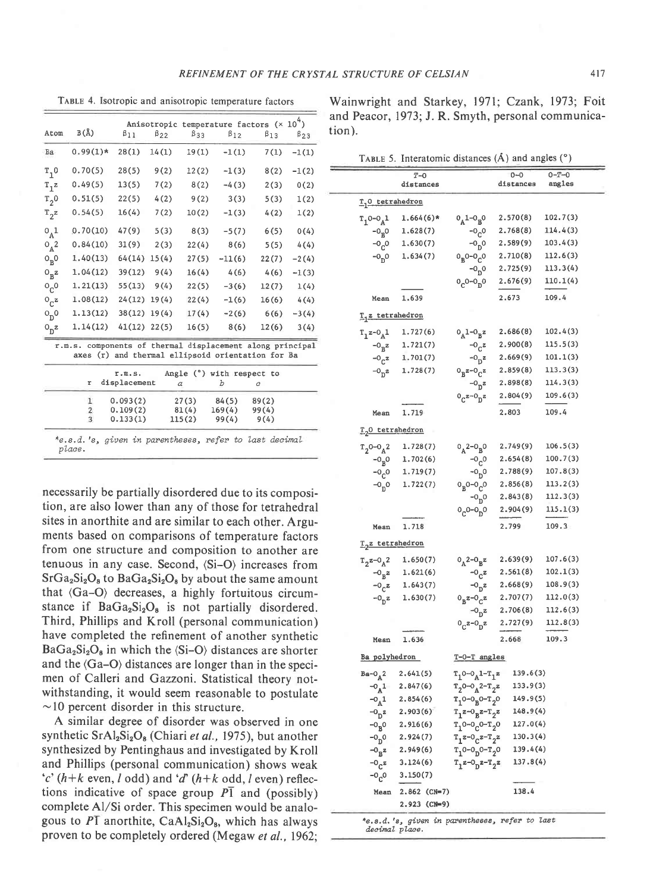TABLE 4. Isotropic and anisotropic temperature factors

| Atom | B(Å) | $\beta_{11}$ | $\beta_{22}$ | $\beta_{33}$ | $\beta_{12}$ | $\beta_{13}$ | $\beta_{23}$ |
|---|---|---|---|---|---|---|---|
| | | Anisotropic temperature factors (× $10^4$) | | | | | |
| Ba | 0.99(1)* | 28(1) | 14(1) | 19(1) | -1(1) | 7(1) | -1(1) |
| $T_1 0$ | 0.70(5) | 28(5) | 9(2) | 12(2) | -1(3) | 8(2) | -1(2) |
| $T_1 z$ | 0.49(5) | 13(5) | 7(2) | 8(2) | -4(3) | 2(3) | 0(2) |
| $T_2 0$ | 0.51(5) | 22(5) | 4(2) | 9(2) | 3(3) | 5(3) | 1(2) |
| $T_2 z$ | 0.54(5) | 16(4) | 7(2) | 10(2) | -1(3) | 4(2) | 1(2) |
| $O_A 1$ | 0.70(10) | 47(9) | 5(3) | 8(3) | -5(7) | 6(5) | 0(4) |
| $O_A 2$ | 0.84(10) | 31(9) | 2(3) | 22(4) | 8(6) | 5(5) | 4(4) |
| $O_B 0$ | 1.40(13) | 64(14) | 15(4) | 27(5) | -11(6) | 22(7) | -2(4) |
| $O_B z$ | 1.04(12) | 39(12) | 9(4) | 16(4) | 4(6) | 4(6) | -1(3) |
| $O_C 0$ | 1.21(13) | 55(13) | 9(4) | 22(5) | -3(6) | 12(7) | 1(4) |
| $O_C z$ | 1.08(12) | 24(12) | 19(4) | 22(4) | -1(6) | 16(6) | 4(4) |
| $O_D 0$ | 1.13(12) | 38(12) | 19(4) | 17(4) | -2(6) | 6(6) | -3(4) |
| $O_D z$ | 1.14(12) | 41(12) | 22(5) | 16(5) | 8(6) | 12(6) | 3(4) |

r.m.s. components of thermal displacement along principal axes (r) and thermal ellipsoid orientation for Ba

| r | r.m.s. displacement | Angle (°) with respect to *a* | *b* | *c* |
|---|---|---|---|---|
| 1 | 0.093(2) | 27(3) | 84(5) | 89(2) |
| 2 | 0.109(2) | 81(4) | 169(4) | 99(4) |
| 3 | 0.133(1) | 115(2) | 99(4) | 9(4) |

*e.s.d.'s, given in parentheses, refer to last decimal place.

necessarily be partially disordered due to its composition, are also lower than any of those for tetrahedral sites in anorthite and are similar to each other. Arguments based on comparisons of temperature factors from one structure and composition to another are tenuous in any case. Second, ⟨Si–O⟩ increases from $SrGa_2Si_2O_8$ to $BaGa_2Si_2O_8$ by about the same amount that ⟨Ga–O⟩ decreases, a highly fortuitous circumstance if $BaGa_2Si_2O_8$ is not partially disordered. Third, Phillips and Kroll (personal communication) have completed the refinement of another synthetic $BaGa_2Si_2O_8$ in which the ⟨Si–O⟩ distances are shorter and the ⟨Ga–O⟩ distances are longer than in the specimen of Calleri and Gazzoni. Statistical theory notwithstanding, it would seem reasonable to postulate ~10 percent disorder in this structure.

A similar degree of disorder was observed in one synthetic $SrAl_2Si_2O_8$ (Chiari *et al.*, 1975), but another synthesized by Pentinghaus and investigated by Kroll and Phillips (personal communication) shows weak '*c*' ($h+k$ even, $l$ odd) and '*d*' ($h+k$ odd, $l$ even) reflections indicative of space group $P\bar{1}$ and (possibly) complete Al/Si order. This specimen would be analogous to $P\bar{1}$ anorthite, $CaAl_2Si_2O_8$, which has always proven to be completely ordered (Megaw *et al.*, 1962; Wainwright and Starkey, 1971; Czank, 1973; Foit and Peacor, 1973; J. R. Smyth, personal communication).

TABLE 5. Interatomic distances (Å) and angles (°)

| *T*–O | distances | | O–O distances | O–*T*–O angles |
|---|---|---|---|---|
| **$T_1 0$ tetrahedron** | | | | |
| $T_1 0$–$O_A 1$ | 1.664(6)* | $O_A 1$–$O_B 0$ | 2.570(8) | 102.7(3) |
| –$O_B 0$ | 1.628(7) | –$O_C 0$ | 2.768(8) | 114.4(3) |
| –$O_C 0$ | 1.630(7) | –$O_D 0$ | 2.589(9) | 103.4(3) |
| –$O_D 0$ | 1.634(7) | $O_B 0$–$O_C 0$ | 2.710(8) | 112.6(3) |
| | | –$O_D 0$ | 2.725(9) | 113.3(4) |
| | | $O_C 0$–$O_D 0$ | 2.676(9) | 110.1(4) |
| Mean | 1.639 | | 2.673 | 109.4 |
| **$T_1 z$ tetrahedron** | | | | |
| $T_1 z$–$O_A 1$ | 1.727(6) | $O_A 1$–$O_B z$ | 2.686(8) | 102.4(3) |
| –$O_B z$ | 1.721(7) | –$O_C z$ | 2.900(8) | 115.5(3) |
| –$O_C z$ | 1.701(7) | –$O_D z$ | 2.669(9) | 101.1(3) |
| –$O_D z$ | 1.728(7) | $O_B z$–$O_C z$ | 2.859(8) | 113.3(3) |
| | | –$O_D z$ | 2.898(8) | 114.3(3) |
| | | $O_C z$–$O_D z$ | 2.804(9) | 109.6(3) |
| Mean | 1.719 | | 2.803 | 109.4 |
| **$T_2 0$ tetrahedron** | | | | |
| $T_2 0$–$O_A 2$ | 1.728(7) | $O_A 2$–$O_B 0$ | 2.749(9) | 106.5(3) |
| –$O_B 0$ | 1.702(6) | –$O_C 0$ | 2.654(8) | 100.7(3) |
| –$O_C 0$ | 1.719(7) | –$O_D 0$ | 2.788(9) | 107.8(3) |
| –$O_D 0$ | 1.722(7) | $O_B 0$–$O_C 0$ | 2.856(8) | 113.2(3) |
| | | –$O_D 0$ | 2.843(8) | 112.3(3) |
| | | $O_C 0$–$O_D 0$ | 2.904(9) | 115.1(3) |
| Mean | 1.718 | | 2.799 | 109.3 |
| **$T_2 z$ tetrahedron** | | | | |
| $T_2 z$–$O_A 2$ | 1.650(7) | $O_A 2$–$O_B z$ | 2.639(9) | 107.6(3) |
| –$O_B z$ | 1.621(6) | –$O_C z$ | 2.561(8) | 102.1(3) |
| –$O_C z$ | 1.643(7) | –$O_D z$ | 2.668(9) | 108.9(3) |
| –$O_D z$ | 1.630(7) | $O_B z$–$O_C z$ | 2.707(7) | 112.0(3) |
| | | –$O_D z$ | 2.706(8) | 112.6(3) |
| | | $O_C z$–$O_D z$ | 2.727(9) | 112.8(3) |
| Mean | 1.636 | | 2.668 | 109.3 |

| Ba polyhedron | | T–O–T angles | |
|---|---|---|---|
| Ba–$O_A 2$ | 2.641(5) | $T_1 0$–$O_A 1$–$T_1 z$ | 139.6(3) |
| –$O_A 1$ | 2.847(6) | $T_2 0$–$O_A 2$–$T_2 z$ | 133.9(3) |
| –$O_A 1$ | 2.854(6) | $T_1 0$–$O_B 0$–$T_2 0$ | 149.9(5) |
| –$O_D z$ | 2.903(6) | $T_1 z$–$O_B z$–$T_2 z$ | 148.9(4) |
| –$O_B 0$ | 2.916(6) | $T_1 0$–$O_C 0$–$T_2 0$ | 127.0(4) |
| –$O_D 0$ | 2.924(7) | $T_1 z$–$O_C z$–$T_2 z$ | 130.3(4) |
| –$O_B z$ | 2.949(6) | $T_1 0$–$O_D 0$–$T_2 0$ | 139.4(4) |
| –$O_C z$ | 3.124(6) | $T_1 z$–$O_D z$–$T_2 z$ | 137.8(4) |
| –$O_C 0$ | 3.150(7) | | |
| Mean | 2.862 (CN=7) | | 138.4 |
| | 2.923 (CN=9) | | |

*e.s.d.'s, given in parentheses, refer to last decimal place.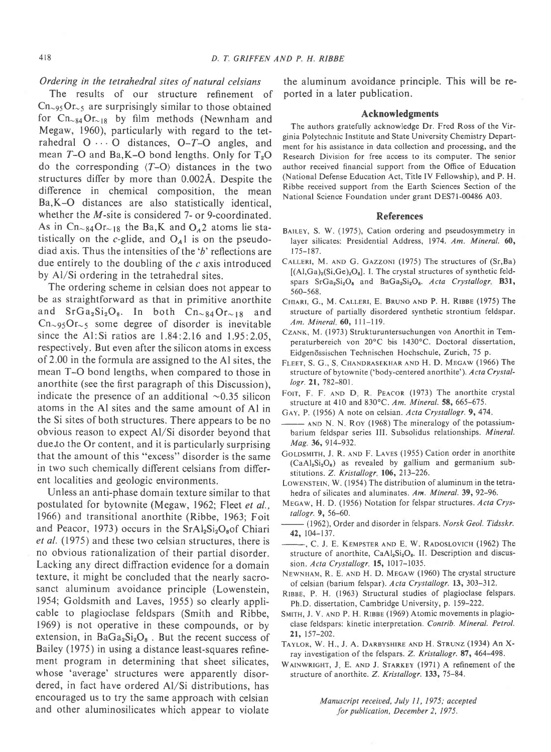*Ordering in the tetrahedral sites of natural celsians*

The results of our structure refinement of $Cn_{\sim 95}Or_{\sim 5}$ are surprisingly similar to those obtained for $Cn_{\sim 84}Or_{\sim 18}$ by film methods (Newnham and Megaw, 1960), particularly with regard to the tetrahedral O $\cdots$ O distances, O–*T*–O angles, and mean *T*–O and Ba,K–O bond lengths. Only for $T_2O$ do the corresponding $\langle T\text{–}O\rangle$ distances in the two structures differ by more than 0.002Å. Despite the difference in chemical composition, the mean Ba,K–O distances are also statistically identical, whether the *M*-site is considered 7- or 9-coordinated. As in $Cn_{\sim 84}Or_{\sim 18}$ the Ba,K and $O_A2$ atoms lie statistically on the *c*-glide, and $O_A1$ is on the pseudodiad axis. Thus the intensities of the '*b*' reflections are due entirely to the doubling of the *c* axis introduced by Al/Si ordering in the tetrahedral sites.

The ordering scheme in celsian does not appear to be as straightforward as that in primitive anorthite and $SrGa_2Si_2O_8$. In both $Cn_{\sim 84}Or_{\sim 18}$ and $Cn_{\sim 95}Or_{\sim 5}$ some degree of disorder is inevitable since the Al:Si ratios are 1.84:2.16 and 1.95:2.05, respectively. But even after the silicon atoms in excess of 2.00 in the formula are assigned to the Al sites, the mean T–O bond lengths, when compared to those in anorthite (see the first paragraph of this Discussion), indicate the presence of an additional ~0.35 silicon atoms in the Al sites and the same amount of Al in the Si sites of both structures. There appears to be no obvious reason to expect Al/Si disorder beyond that due to the Or content, and it is particularly surprising that the amount of this "excess" disorder is the same in two such chemically different celsians from different localities and geologic environments.

Unless an anti-phase domain texture similar to that postulated for bytownite (Megaw, 1962; Fleet *et al.*, 1966) and transitional anorthite (Ribbe, 1963; Foit and Peacor, 1973) occurs in the $SrAl_2Si_2O_8$ of Chiari *et al.* (1975) and these two celsian structures, there is no obvious rationalization of their partial disorder. Lacking any direct diffraction evidence for a domain texture, it might be concluded that the nearly sacrosanct aluminum avoidance principle (Lowenstein, 1954; Goldsmith and Laves, 1955) so clearly applicable to plagioclase feldspars (Smith and Ribbe, 1969) is not operative in these compounds, or by extension, in $BaGa_2Si_2O_8$. But the recent success of Bailey (1975) in using a distance least-squares refinement program in determining that sheet silicates, whose 'average' structures were apparently disordered, in fact have ordered Al/Si distributions, has encouraged us to try the same approach with celsian and other aluminosilicates which appear to violate the aluminum avoidance principle. This will be reported in a later publication.

## Acknowledgments

The authors gratefully acknowledge Dr. Fred Ross of the Virginia Polytechnic Institute and State University Chemistry Department for his assistance in data collection and processing, and the Research Division for free access to its computer. The senior author received financial support from the Office of Education (National Defense Education Act, Title IV Fellowship), and P. H. Ribbe received support from the Earth Sciences Section of the National Science Foundation under grant DES71-00486 A03.

## References

BAILEY, S. W. (1975), Cation ordering and pseudosymmetry in layer silicates: Presidential Address, 1974. *Am. Mineral.* **60**, 175–187.

CALLERI, M. AND G. GAZZONI (1975) The structures of (Sr,Ba) $[(Al,Ga)_2(Si,Ge)_2O_8]$. I. The crystal structures of synthetic feldspars $SrGa_2Si_2O_8$ and $BaGa_2Si_2O_8$. *Acta Crystallogr.* **B31**, 560–568.

CHIARI, G., M. CALLERI, E. BRUNO AND P. H. RIBBE (1975) The structure of partially disordered synthetic strontium feldspar. *Am. Mineral.* **60**, 111–119.

CZANK, M. (1973) Strukturuntersuchungen von Anorthit in Temperaturbereich von 20°C bis 1430°C. Doctoral dissertation, Eidgenössischen Technischen Hochschule, Zurich, 75 p.

FLEET, S. G., S. CHANDRASEKHAR AND H. D. MEGAW (1966) The structure of bytownite ('body-centered anorthite'). *Acta Crystallogr.* **21**, 782–801.

FOIT, F. F. AND D. R. PEACOR (1973) The anorthite crystal structure at 410 and 830°C. *Am. Mineral.* **58**, 665–675.

GAY, P. (1956) A note on celsian. *Acta Crystallogr.* **9**, 474.

——— AND N. N. ROY (1968) The mineralogy of the potassium-barium feldspar series III. Subsolidus relationships. *Mineral. Mag.* **36**, 914–932.

GOLDSMITH, J. R. AND F. LAVES (1955) Cation order in anorthite ($CaAl_2Si_2O_8$) as revealed by gallium and germanium substitutions. *Z. Kristallogr.* **106**, 213–226.

LOWENSTEIN, W. (1954) The distribution of aluminum in the tetrahedra of silicates and aluminates. *Am. Mineral.* **39**, 92–96.

MEGAW, H. D. (1956) Notation for felspar structures. *Acta Crystallogr.* **9**, 56–60.

——— (1962), Order and disorder in felspars. *Norsk Geol. Tidsskr.* **42**, 104–137.

———, C. J. E. KEMPSTER AND E. W. RADOSLOVICH (1962) The structure of anorthite, $CaAl_2Si_2O_8$. II. Description and discussion. *Acta Crystallogr.* **15**, 1017–1035.

NEWNHAM, R. E. AND H. D. MEGAW (1960) The crystal structure of celsian (barium felspar). *Acta Crystallogr.* **13**, 303–312.

RIBBE, P. H. (1963) Structural studies of plagioclase felspars. Ph.D. dissertation, Cambridge University, p. 159–222.

SMITH, J. V. AND P. H. RIBBE (1969) Atomic movements in plagioclase feldspars: kinetic interpretation. *Contrib. Mineral. Petrol.* **21**, 157–202.

TAYLOR, W. H., J. A. DARBYSHIRE AND H. STRUNZ (1934) An X-ray investigation of the felspars. *Z. Kristallogr.* **87**, 464–498.

WAINWRIGHT, J. E. AND J. STARKEY (1971) A refinement of the structure of anorthite. *Z. Kristallogr.* **133**, 75–84.

*Manuscript received, July 11, 1975; accepted for publication, December 2, 1975.*